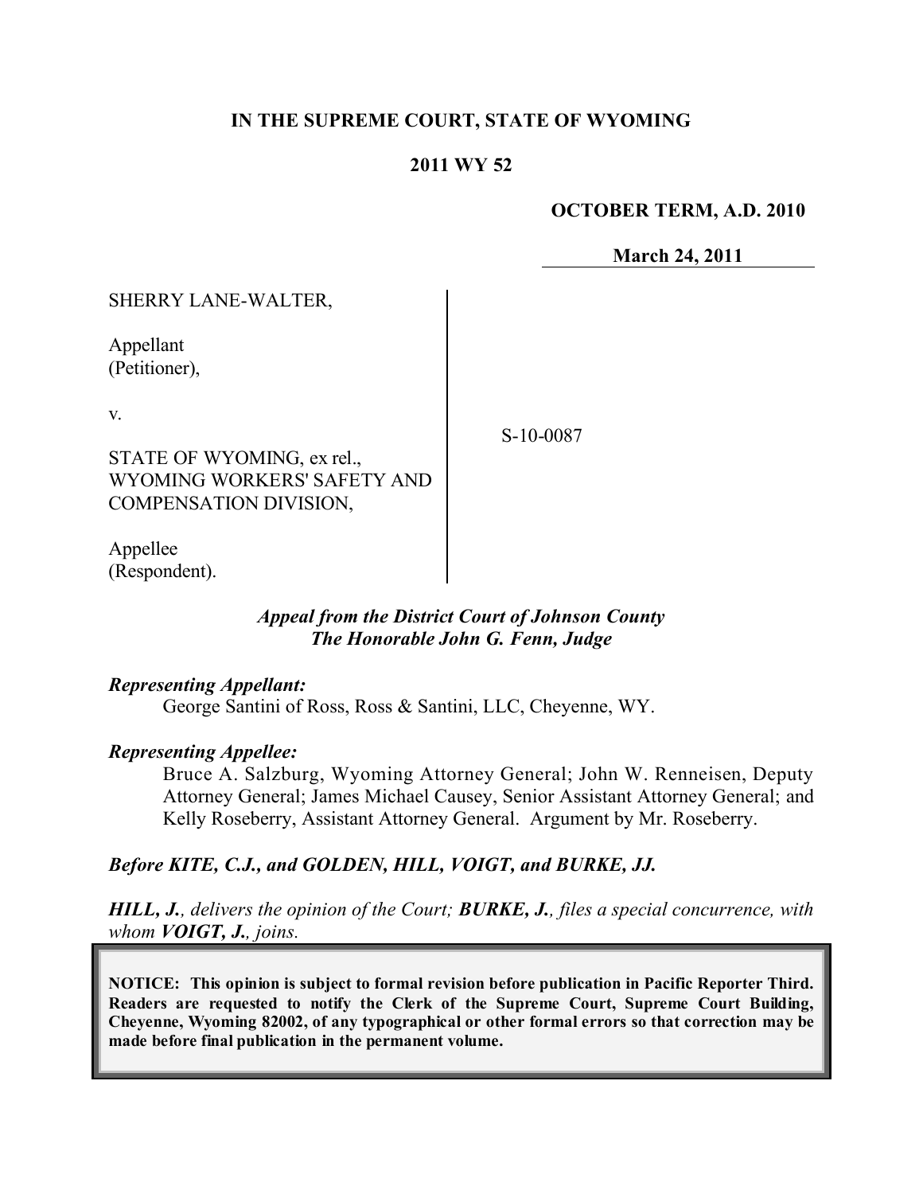**IN THE SUPREME COURT, STATE OF WYOMING**

**2011 WY 52**

**OCTOBER TERM, A.D. 2010**

**March 24, 2011**

SHERRY LANE-WALTER,

Appellant
(Petitioner),

v.

STATE OF WYOMING, ex rel., WYOMING WORKERS' SAFETY AND COMPENSATION DIVISION,

Appellee
(Respondent).

S-10-0087

***Appeal from the District Court of Johnson County***
***The Honorable John G. Fenn, Judge***

***Representing Appellant:***

George Santini of Ross, Ross & Santini, LLC, Cheyenne, WY.

***Representing Appellee:***

Bruce A. Salzburg, Wyoming Attorney General; John W. Renneisen, Deputy Attorney General; James Michael Causey, Senior Assistant Attorney General; and Kelly Roseberry, Assistant Attorney General. Argument by Mr. Roseberry.

***Before KITE, C.J., and GOLDEN, HILL, VOIGT, and BURKE, JJ.***

***HILL, J.**, delivers the opinion of the Court; **BURKE, J.**, files a special concurrence, with whom **VOIGT, J.**, joins.*

**NOTICE: This opinion is subject to formal revision before publication in Pacific Reporter Third. Readers are requested to notify the Clerk of the Supreme Court, Supreme Court Building, Cheyenne, Wyoming 82002, of any typographical or other formal errors so that correction may be made before final publication in the permanent volume.**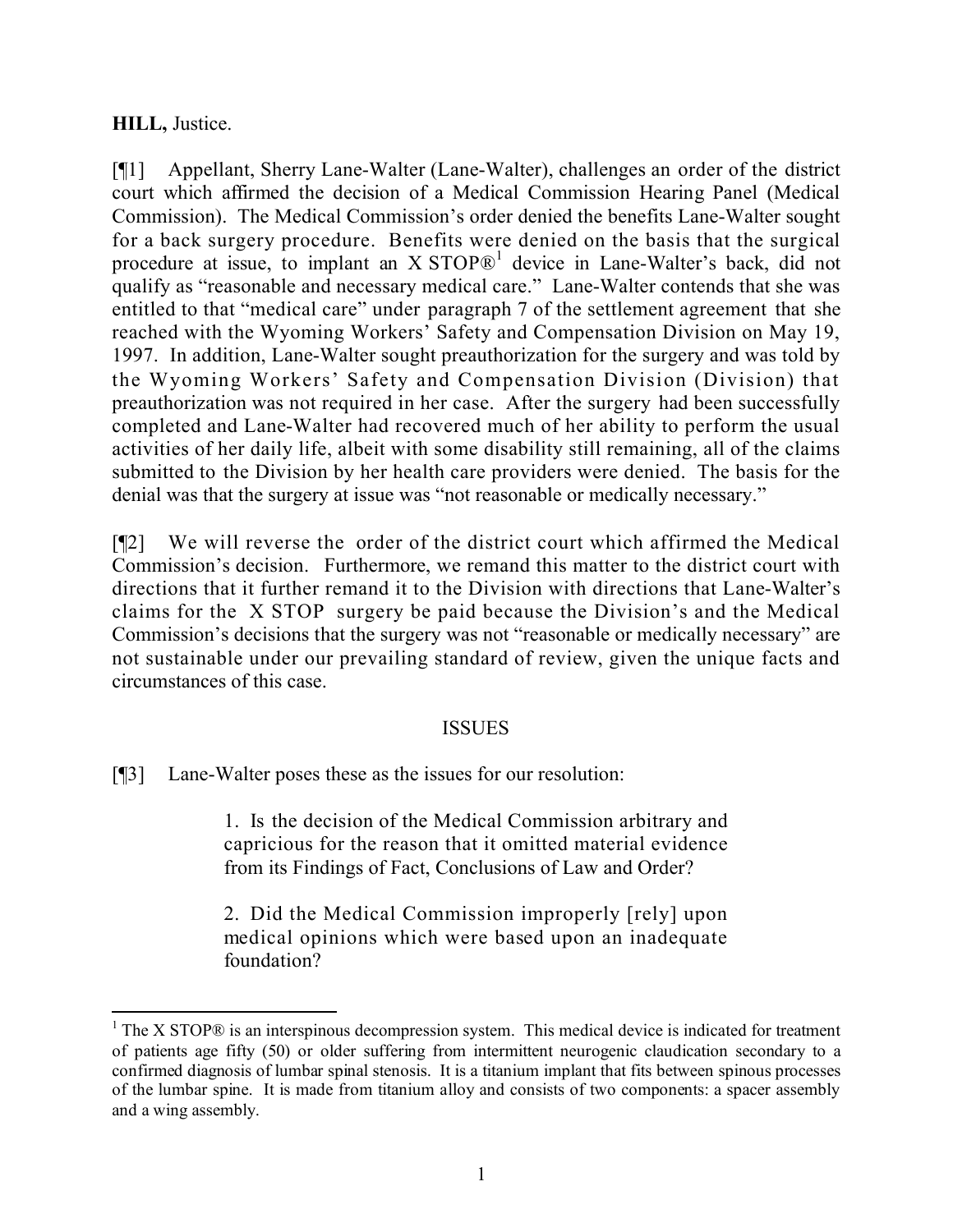**HILL,** Justice.

[¶1] Appellant, Sherry Lane-Walter (Lane-Walter), challenges an order of the district court which affirmed the decision of a Medical Commission Hearing Panel (Medical Commission). The Medical Commission's order denied the benefits Lane-Walter sought for a back surgery procedure. Benefits were denied on the basis that the surgical procedure at issue, to implant an X STOP®[1] device in Lane-Walter's back, did not qualify as "reasonable and necessary medical care." Lane-Walter contends that she was entitled to that "medical care" under paragraph 7 of the settlement agreement that she reached with the Wyoming Workers' Safety and Compensation Division on May 19, 1997. In addition, Lane-Walter sought preauthorization for the surgery and was told by the Wyoming Workers' Safety and Compensation Division (Division) that preauthorization was not required in her case. After the surgery had been successfully completed and Lane-Walter had recovered much of her ability to perform the usual activities of her daily life, albeit with some disability still remaining, all of the claims submitted to the Division by her health care providers were denied. The basis for the denial was that the surgery at issue was "not reasonable or medically necessary."

[¶2] We will reverse the order of the district court which affirmed the Medical Commission's decision. Furthermore, we remand this matter to the district court with directions that it further remand it to the Division with directions that Lane-Walter's claims for the X STOP surgery be paid because the Division's and the Medical Commission's decisions that the surgery was not "reasonable or medically necessary" are not sustainable under our prevailing standard of review, given the unique facts and circumstances of this case.

## ISSUES

[¶3] Lane-Walter poses these as the issues for our resolution:

> 1. Is the decision of the Medical Commission arbitrary and capricious for the reason that it omitted material evidence from its Findings of Fact, Conclusions of Law and Order?
>
> 2. Did the Medical Commission improperly [rely] upon medical opinions which were based upon an inadequate foundation?

---

[1] The X STOP® is an interspinous decompression system. This medical device is indicated for treatment of patients age fifty (50) or older suffering from intermittent neurogenic claudication secondary to a confirmed diagnosis of lumbar spinal stenosis. It is a titanium implant that fits between spinous processes of the lumbar spine. It is made from titanium alloy and consists of two components: a spacer assembly and a wing assembly.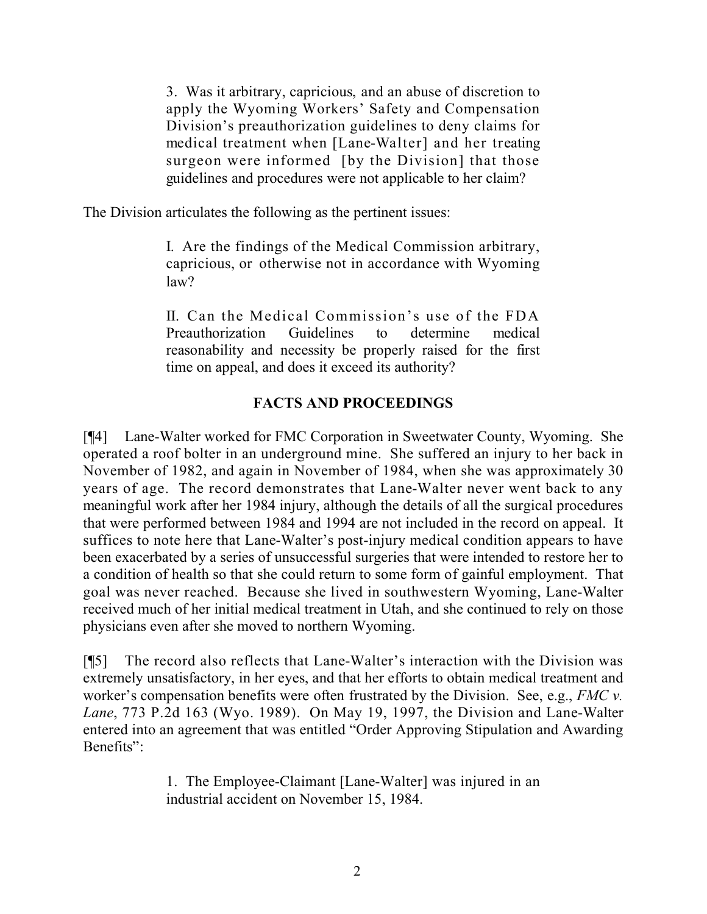> 3. Was it arbitrary, capricious, and an abuse of discretion to apply the Wyoming Workers' Safety and Compensation Division's preauthorization guidelines to deny claims for medical treatment when [Lane-Walter] and her treating surgeon were informed [by the Division] that those guidelines and procedures were not applicable to her claim?

The Division articulates the following as the pertinent issues:

> I. Are the findings of the Medical Commission arbitrary, capricious, or otherwise not in accordance with Wyoming law?
>
> II. Can the Medical Commission's use of the FDA Preauthorization Guidelines to determine medical reasonability and necessity be properly raised for the first time on appeal, and does it exceed its authority?

## FACTS AND PROCEEDINGS

[¶4] Lane-Walter worked for FMC Corporation in Sweetwater County, Wyoming. She operated a roof bolter in an underground mine. She suffered an injury to her back in November of 1982, and again in November of 1984, when she was approximately 30 years of age. The record demonstrates that Lane-Walter never went back to any meaningful work after her 1984 injury, although the details of all the surgical procedures that were performed between 1984 and 1994 are not included in the record on appeal. It suffices to note here that Lane-Walter's post-injury medical condition appears to have been exacerbated by a series of unsuccessful surgeries that were intended to restore her to a condition of health so that she could return to some form of gainful employment. That goal was never reached. Because she lived in southwestern Wyoming, Lane-Walter received much of her initial medical treatment in Utah, and she continued to rely on those physicians even after she moved to northern Wyoming.

[¶5] The record also reflects that Lane-Walter's interaction with the Division was extremely unsatisfactory, in her eyes, and that her efforts to obtain medical treatment and worker's compensation benefits were often frustrated by the Division. See, e.g., *FMC v. Lane*, 773 P.2d 163 (Wyo. 1989). On May 19, 1997, the Division and Lane-Walter entered into an agreement that was entitled "Order Approving Stipulation and Awarding Benefits":

> 1. The Employee-Claimant [Lane-Walter] was injured in an industrial accident on November 15, 1984.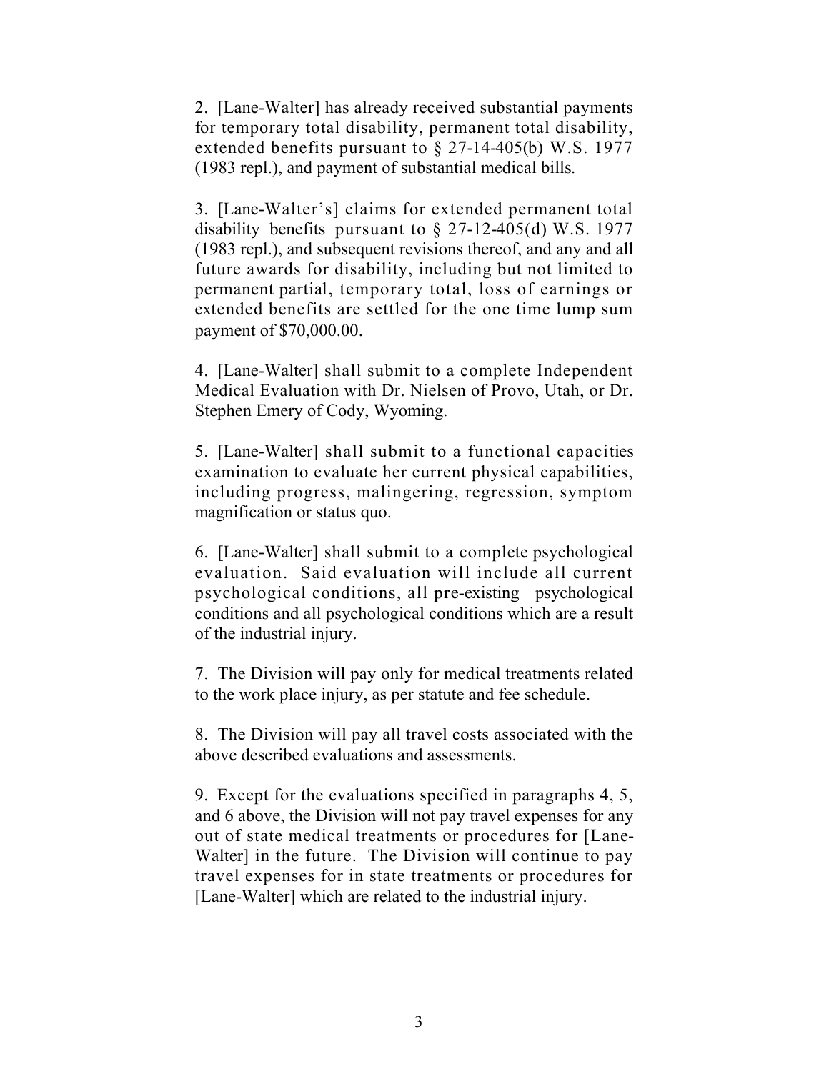2. [Lane-Walter] has already received substantial payments for temporary total disability, permanent total disability, extended benefits pursuant to § 27-14-405(b) W.S. 1977 (1983 repl.), and payment of substantial medical bills.

3. [Lane-Walter's] claims for extended permanent total disability benefits pursuant to § 27-12-405(d) W.S. 1977 (1983 repl.), and subsequent revisions thereof, and any and all future awards for disability, including but not limited to permanent partial, temporary total, loss of earnings or extended benefits are settled for the one time lump sum payment of $70,000.00.

4. [Lane-Walter] shall submit to a complete Independent Medical Evaluation with Dr. Nielsen of Provo, Utah, or Dr. Stephen Emery of Cody, Wyoming.

5. [Lane-Walter] shall submit to a functional capacities examination to evaluate her current physical capabilities, including progress, malingering, regression, symptom magnification or status quo.

6. [Lane-Walter] shall submit to a complete psychological evaluation. Said evaluation will include all current psychological conditions, all pre-existing psychological conditions and all psychological conditions which are a result of the industrial injury.

7. The Division will pay only for medical treatments related to the work place injury, as per statute and fee schedule.

8. The Division will pay all travel costs associated with the above described evaluations and assessments.

9. Except for the evaluations specified in paragraphs 4, 5, and 6 above, the Division will not pay travel expenses for any out of state medical treatments or procedures for [Lane-Walter] in the future. The Division will continue to pay travel expenses for in state treatments or procedures for [Lane-Walter] which are related to the industrial injury.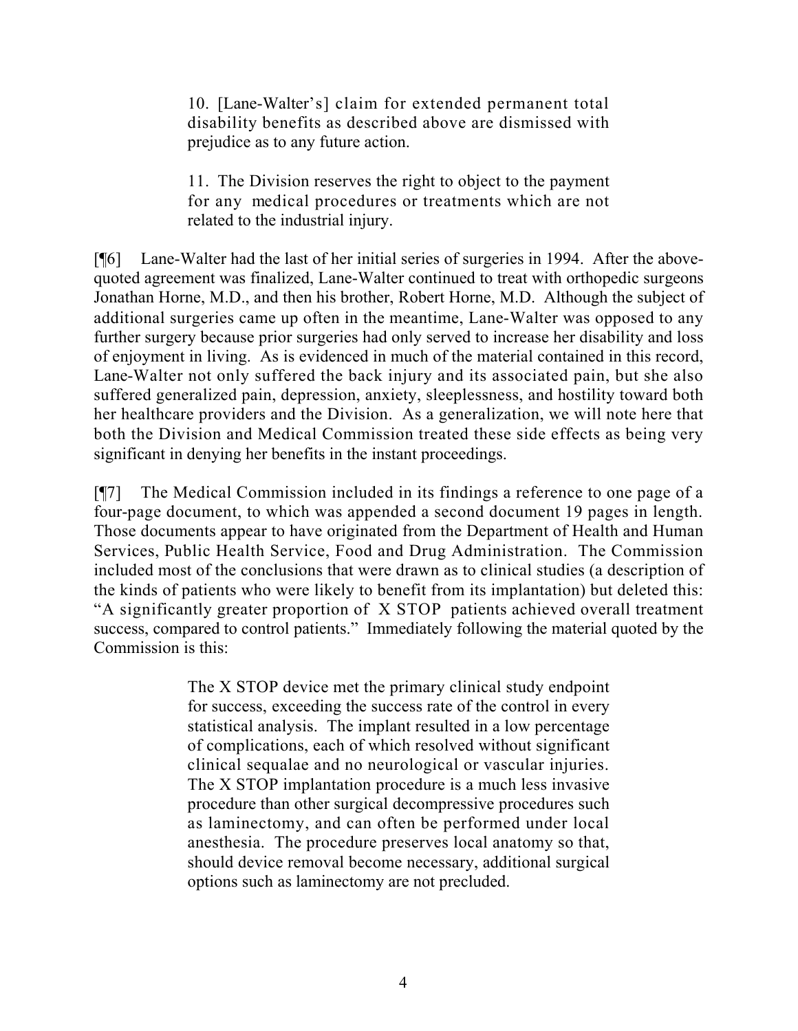> 10. [Lane-Walter's] claim for extended permanent total disability benefits as described above are dismissed with prejudice as to any future action.
>
> 11. The Division reserves the right to object to the payment for any medical procedures or treatments which are not related to the industrial injury.

[¶6] Lane-Walter had the last of her initial series of surgeries in 1994. After the above-quoted agreement was finalized, Lane-Walter continued to treat with orthopedic surgeons Jonathan Horne, M.D., and then his brother, Robert Horne, M.D. Although the subject of additional surgeries came up often in the meantime, Lane-Walter was opposed to any further surgery because prior surgeries had only served to increase her disability and loss of enjoyment in living. As is evidenced in much of the material contained in this record, Lane-Walter not only suffered the back injury and its associated pain, but she also suffered generalized pain, depression, anxiety, sleeplessness, and hostility toward both her healthcare providers and the Division. As a generalization, we will note here that both the Division and Medical Commission treated these side effects as being very significant in denying her benefits in the instant proceedings.

[¶7] The Medical Commission included in its findings a reference to one page of a four-page document, to which was appended a second document 19 pages in length. Those documents appear to have originated from the Department of Health and Human Services, Public Health Service, Food and Drug Administration. The Commission included most of the conclusions that were drawn as to clinical studies (a description of the kinds of patients who were likely to benefit from its implantation) but deleted this: "A significantly greater proportion of X STOP patients achieved overall treatment success, compared to control patients." Immediately following the material quoted by the Commission is this:

> The X STOP device met the primary clinical study endpoint for success, exceeding the success rate of the control in every statistical analysis. The implant resulted in a low percentage of complications, each of which resolved without significant clinical sequalae and no neurological or vascular injuries. The X STOP implantation procedure is a much less invasive procedure than other surgical decompressive procedures such as laminectomy, and can often be performed under local anesthesia. The procedure preserves local anatomy so that, should device removal become necessary, additional surgical options such as laminectomy are not precluded.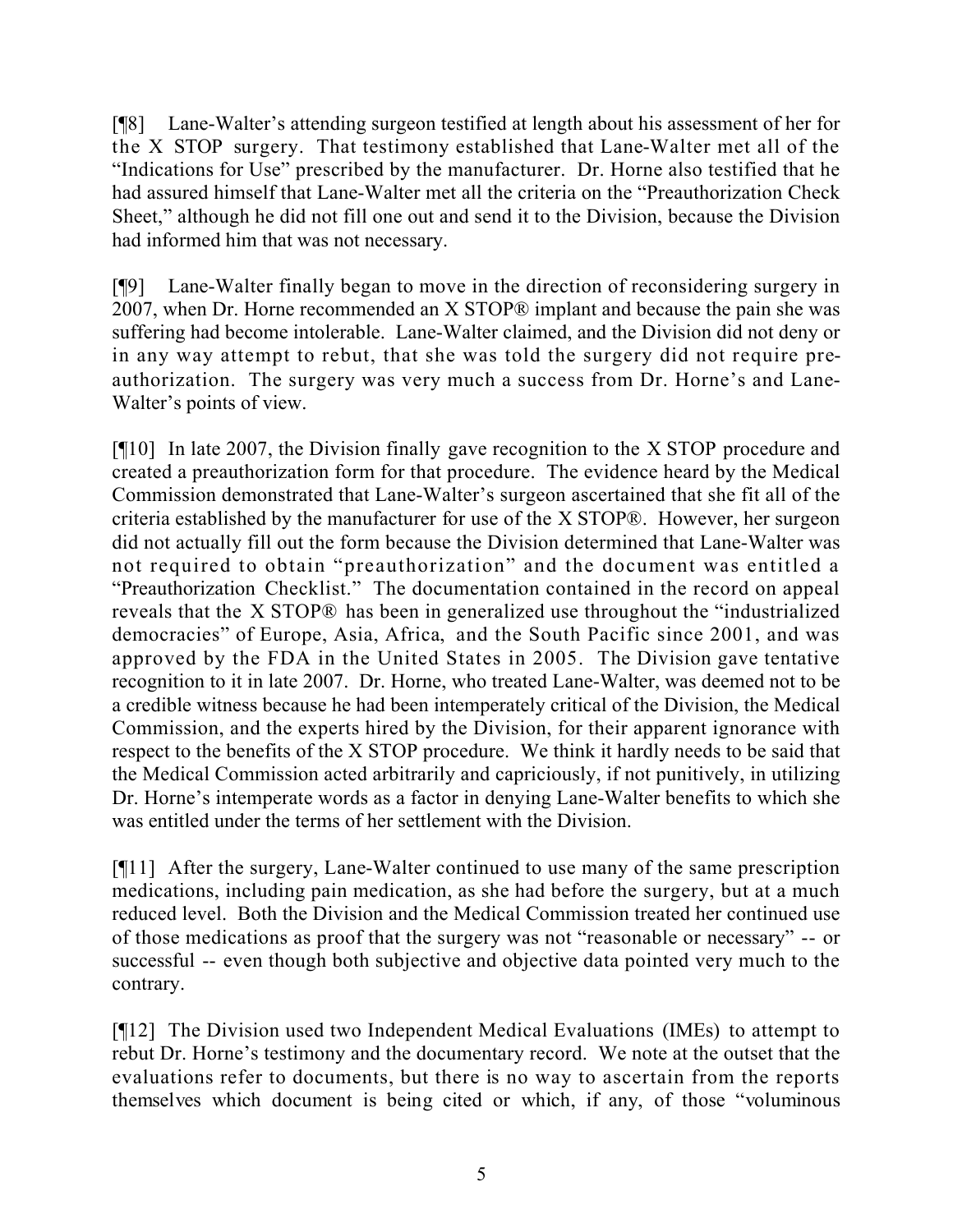[¶8] Lane-Walter's attending surgeon testified at length about his assessment of her for the X STOP surgery. That testimony established that Lane-Walter met all of the "Indications for Use" prescribed by the manufacturer. Dr. Horne also testified that he had assured himself that Lane-Walter met all the criteria on the "Preauthorization Check Sheet," although he did not fill one out and send it to the Division, because the Division had informed him that was not necessary.

[¶9] Lane-Walter finally began to move in the direction of reconsidering surgery in 2007, when Dr. Horne recommended an X STOP® implant and because the pain she was suffering had become intolerable. Lane-Walter claimed, and the Division did not deny or in any way attempt to rebut, that she was told the surgery did not require pre-authorization. The surgery was very much a success from Dr. Horne's and Lane-Walter's points of view.

[¶10] In late 2007, the Division finally gave recognition to the X STOP procedure and created a preauthorization form for that procedure. The evidence heard by the Medical Commission demonstrated that Lane-Walter's surgeon ascertained that she fit all of the criteria established by the manufacturer for use of the X STOP®. However, her surgeon did not actually fill out the form because the Division determined that Lane-Walter was not required to obtain "preauthorization" and the document was entitled a "Preauthorization Checklist." The documentation contained in the record on appeal reveals that the X STOP® has been in generalized use throughout the "industrialized democracies" of Europe, Asia, Africa, and the South Pacific since 2001, and was approved by the FDA in the United States in 2005. The Division gave tentative recognition to it in late 2007. Dr. Horne, who treated Lane-Walter, was deemed not to be a credible witness because he had been intemperately critical of the Division, the Medical Commission, and the experts hired by the Division, for their apparent ignorance with respect to the benefits of the X STOP procedure. We think it hardly needs to be said that the Medical Commission acted arbitrarily and capriciously, if not punitively, in utilizing Dr. Horne's intemperate words as a factor in denying Lane-Walter benefits to which she was entitled under the terms of her settlement with the Division.

[¶11] After the surgery, Lane-Walter continued to use many of the same prescription medications, including pain medication, as she had before the surgery, but at a much reduced level. Both the Division and the Medical Commission treated her continued use of those medications as proof that the surgery was not "reasonable or necessary" -- or successful -- even though both subjective and objective data pointed very much to the contrary.

[¶12] The Division used two Independent Medical Evaluations (IMEs) to attempt to rebut Dr. Horne's testimony and the documentary record. We note at the outset that the evaluations refer to documents, but there is no way to ascertain from the reports themselves which document is being cited or which, if any, of those "voluminous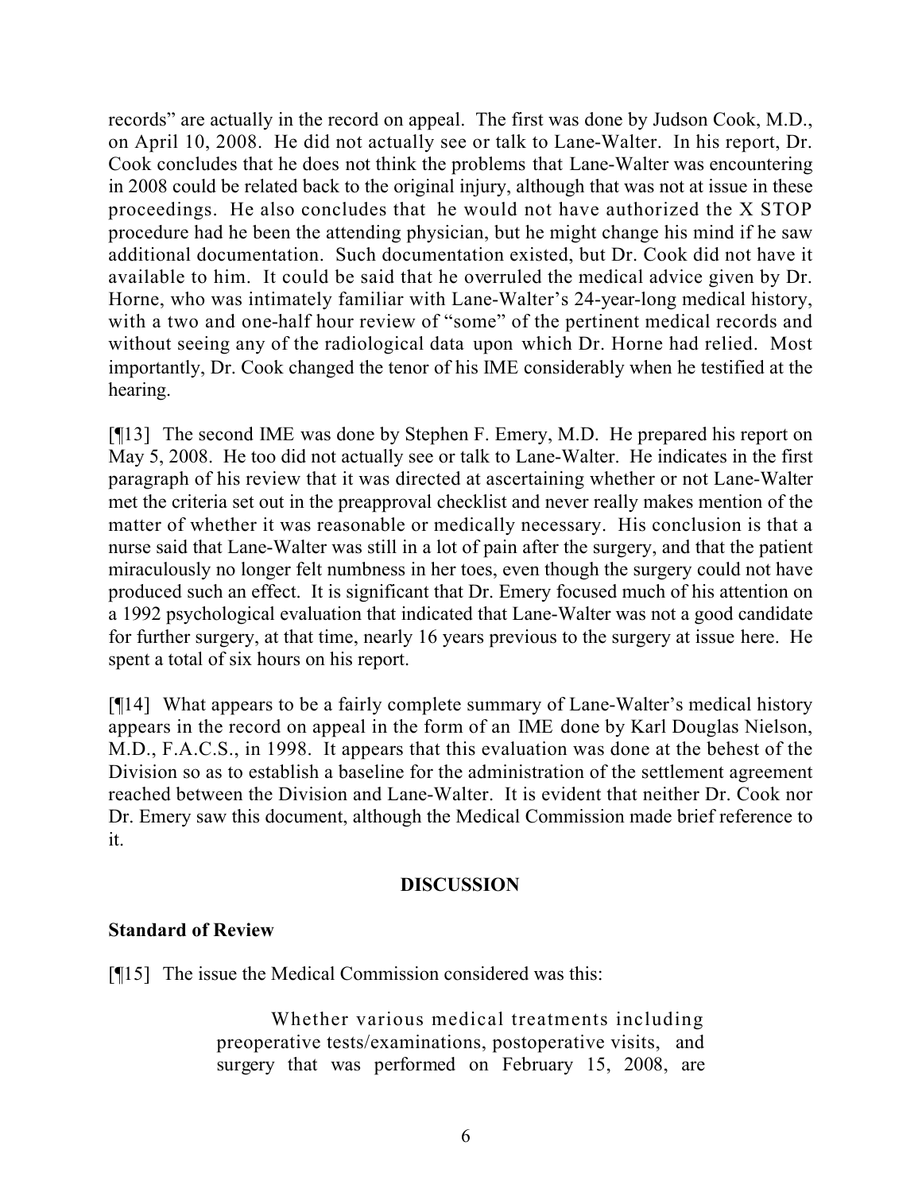records" are actually in the record on appeal. The first was done by Judson Cook, M.D., on April 10, 2008. He did not actually see or talk to Lane-Walter. In his report, Dr. Cook concludes that he does not think the problems that Lane-Walter was encountering in 2008 could be related back to the original injury, although that was not at issue in these proceedings. He also concludes that he would not have authorized the X STOP procedure had he been the attending physician, but he might change his mind if he saw additional documentation. Such documentation existed, but Dr. Cook did not have it available to him. It could be said that he overruled the medical advice given by Dr. Horne, who was intimately familiar with Lane-Walter's 24-year-long medical history, with a two and one-half hour review of "some" of the pertinent medical records and without seeing any of the radiological data upon which Dr. Horne had relied. Most importantly, Dr. Cook changed the tenor of his IME considerably when he testified at the hearing.

[¶13] The second IME was done by Stephen F. Emery, M.D. He prepared his report on May 5, 2008. He too did not actually see or talk to Lane-Walter. He indicates in the first paragraph of his review that it was directed at ascertaining whether or not Lane-Walter met the criteria set out in the preapproval checklist and never really makes mention of the matter of whether it was reasonable or medically necessary. His conclusion is that a nurse said that Lane-Walter was still in a lot of pain after the surgery, and that the patient miraculously no longer felt numbness in her toes, even though the surgery could not have produced such an effect. It is significant that Dr. Emery focused much of his attention on a 1992 psychological evaluation that indicated that Lane-Walter was not a good candidate for further surgery, at that time, nearly 16 years previous to the surgery at issue here. He spent a total of six hours on his report.

[¶14] What appears to be a fairly complete summary of Lane-Walter's medical history appears in the record on appeal in the form of an IME done by Karl Douglas Nielson, M.D., F.A.C.S., in 1998. It appears that this evaluation was done at the behest of the Division so as to establish a baseline for the administration of the settlement agreement reached between the Division and Lane-Walter. It is evident that neither Dr. Cook nor Dr. Emery saw this document, although the Medical Commission made brief reference to it.

## DISCUSSION

### Standard of Review

[¶15] The issue the Medical Commission considered was this:

> Whether various medical treatments including preoperative tests/examinations, postoperative visits, and surgery that was performed on February 15, 2008, are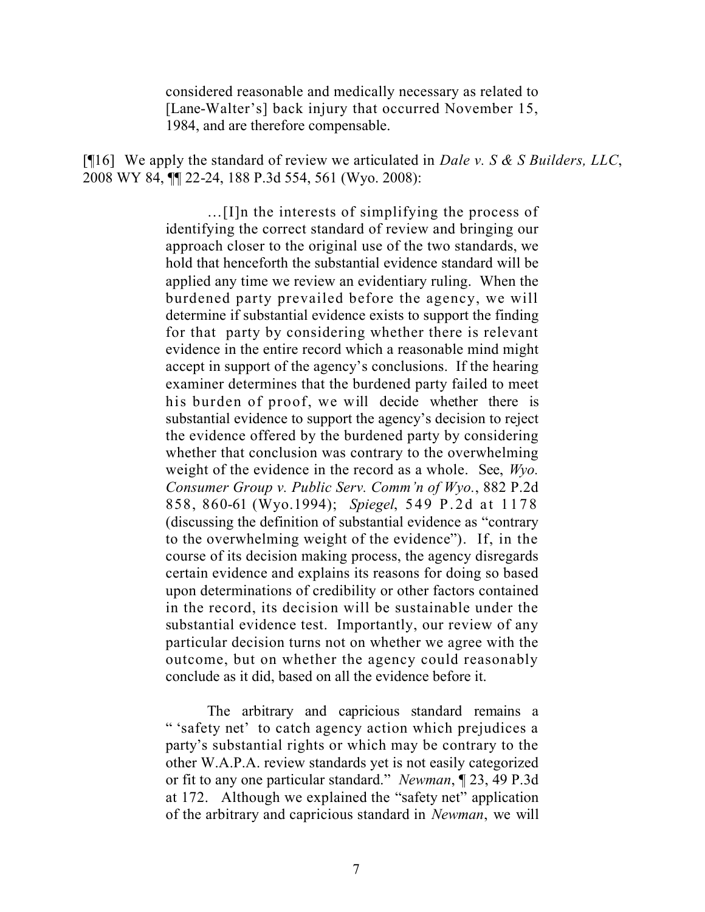considered reasonable and medically necessary as related to [Lane-Walter's] back injury that occurred November 15, 1984, and are therefore compensable.

[¶16] We apply the standard of review we articulated in *Dale v. S & S Builders, LLC*, 2008 WY 84, ¶¶ 22-24, 188 P.3d 554, 561 (Wyo. 2008):

> …[I]n the interests of simplifying the process of identifying the correct standard of review and bringing our approach closer to the original use of the two standards, we hold that henceforth the substantial evidence standard will be applied any time we review an evidentiary ruling. When the burdened party prevailed before the agency, we will determine if substantial evidence exists to support the finding for that party by considering whether there is relevant evidence in the entire record which a reasonable mind might accept in support of the agency's conclusions. If the hearing examiner determines that the burdened party failed to meet his burden of proof, we will decide whether there is substantial evidence to support the agency's decision to reject the evidence offered by the burdened party by considering whether that conclusion was contrary to the overwhelming weight of the evidence in the record as a whole. See, *Wyo. Consumer Group v. Public Serv. Comm'n of Wyo.*, 882 P.2d 858, 860-61 (Wyo.1994); *Spiegel*, 549 P.2d at 1178 (discussing the definition of substantial evidence as "contrary to the overwhelming weight of the evidence"). If, in the course of its decision making process, the agency disregards certain evidence and explains its reasons for doing so based upon determinations of credibility or other factors contained in the record, its decision will be sustainable under the substantial evidence test. Importantly, our review of any particular decision turns not on whether we agree with the outcome, but on whether the agency could reasonably conclude as it did, based on all the evidence before it.
>
> The arbitrary and capricious standard remains a " 'safety net' to catch agency action which prejudices a party's substantial rights or which may be contrary to the other W.A.P.A. review standards yet is not easily categorized or fit to any one particular standard." *Newman*, ¶ 23, 49 P.3d at 172. Although we explained the "safety net" application of the arbitrary and capricious standard in *Newman*, we will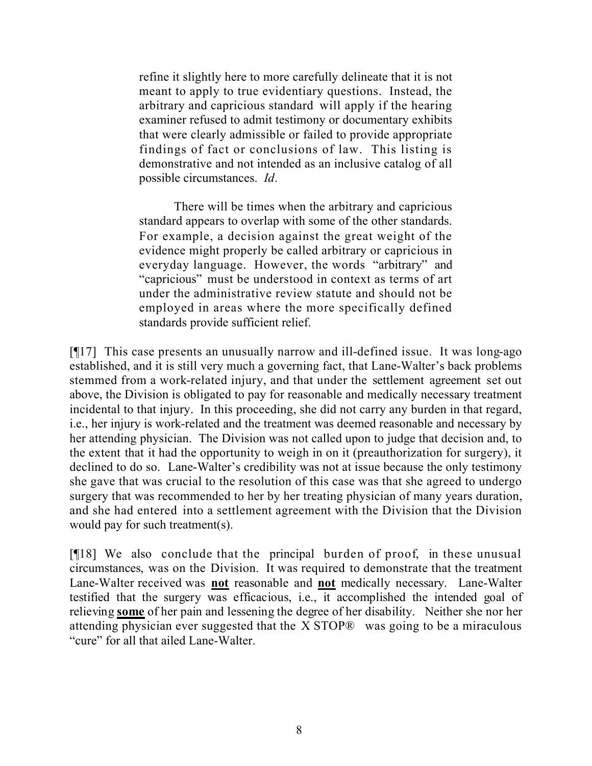> refine it slightly here to more carefully delineate that it is not meant to apply to true evidentiary questions. Instead, the arbitrary and capricious standard will apply if the hearing examiner refused to admit testimony or documentary exhibits that were clearly admissible or failed to provide appropriate findings of fact or conclusions of law. This listing is demonstrative and not intended as an inclusive catalog of all possible circumstances. *Id*.
>
> There will be times when the arbitrary and capricious standard appears to overlap with some of the other standards. For example, a decision against the great weight of the evidence might properly be called arbitrary or capricious in everyday language. However, the words "arbitrary" and "capricious" must be understood in context as terms of art under the administrative review statute and should not be employed in areas where the more specifically defined standards provide sufficient relief.

[¶17] This case presents an unusually narrow and ill-defined issue. It was long-ago established, and it is still very much a governing fact, that Lane-Walter's back problems stemmed from a work-related injury, and that under the settlement agreement set out above, the Division is obligated to pay for reasonable and medically necessary treatment incidental to that injury. In this proceeding, she did not carry any burden in that regard, i.e., her injury is work-related and the treatment was deemed reasonable and necessary by her attending physician. The Division was not called upon to judge that decision and, to the extent that it had the opportunity to weigh in on it (preauthorization for surgery), it declined to do so. Lane-Walter's credibility was not at issue because the only testimony she gave that was crucial to the resolution of this case was that she agreed to undergo surgery that was recommended to her by her treating physician of many years duration, and she had entered into a settlement agreement with the Division that the Division would pay for such treatment(s).

[¶18] We also conclude that the principal burden of proof, in these unusual circumstances, was on the Division. It was required to demonstrate that the treatment Lane-Walter received was **not** reasonable and **not** medically necessary. Lane-Walter testified that the surgery was efficacious, i.e., it accomplished the intended goal of relieving **some** of her pain and lessening the degree of her disability. Neither she nor her attending physician ever suggested that the X STOP® was going to be a miraculous "cure" for all that ailed Lane-Walter.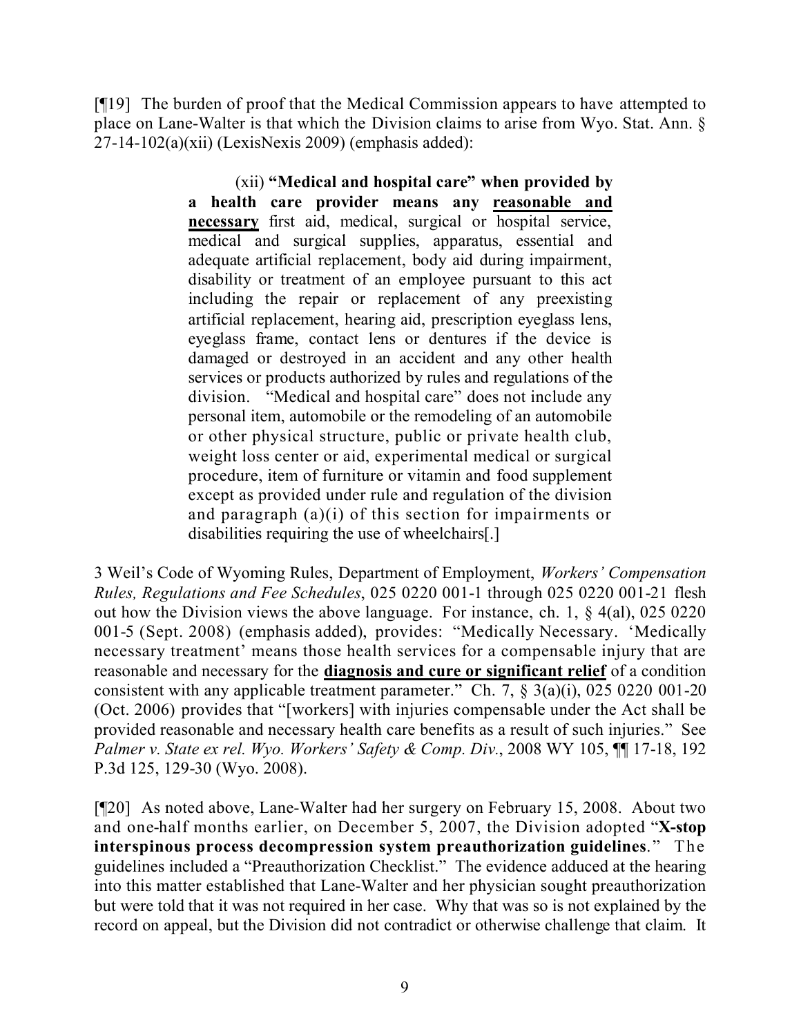[¶19] The burden of proof that the Medical Commission appears to have attempted to place on Lane-Walter is that which the Division claims to arise from Wyo. Stat. Ann. § 27-14-102(a)(xii) (LexisNexis 2009) (emphasis added):

> (xii) **"Medical and hospital care" when provided by a health care provider means any <u>reasonable and necessary</u>** first aid, medical, surgical or hospital service, medical and surgical supplies, apparatus, essential and adequate artificial replacement, body aid during impairment, disability or treatment of an employee pursuant to this act including the repair or replacement of any preexisting artificial replacement, hearing aid, prescription eyeglass lens, eyeglass frame, contact lens or dentures if the device is damaged or destroyed in an accident and any other health services or products authorized by rules and regulations of the division. "Medical and hospital care" does not include any personal item, automobile or the remodeling of an automobile or other physical structure, public or private health club, weight loss center or aid, experimental medical or surgical procedure, item of furniture or vitamin and food supplement except as provided under rule and regulation of the division and paragraph (a)(i) of this section for impairments or disabilities requiring the use of wheelchairs[.]

3 Weil's Code of Wyoming Rules, Department of Employment, *Workers' Compensation Rules, Regulations and Fee Schedules*, 025 0220 001-1 through 025 0220 001-21 flesh out how the Division views the above language. For instance, ch. 1, § 4(al), 025 0220 001-5 (Sept. 2008) (emphasis added), provides: "Medically Necessary. 'Medically necessary treatment' means those health services for a compensable injury that are reasonable and necessary for the **<u>diagnosis and cure or significant relief</u>** of a condition consistent with any applicable treatment parameter." Ch. 7, § 3(a)(i), 025 0220 001-20 (Oct. 2006) provides that "[workers] with injuries compensable under the Act shall be provided reasonable and necessary health care benefits as a result of such injuries." See *Palmer v. State ex rel. Wyo. Workers' Safety & Comp. Div.*, 2008 WY 105, ¶¶ 17-18, 192 P.3d 125, 129-30 (Wyo. 2008).

[¶20] As noted above, Lane-Walter had her surgery on February 15, 2008. About two and one-half months earlier, on December 5, 2007, the Division adopted "**X-stop interspinous process decompression system preauthorization guidelines**." The guidelines included a "Preauthorization Checklist." The evidence adduced at the hearing into this matter established that Lane-Walter and her physician sought preauthorization but were told that it was not required in her case. Why that was so is not explained by the record on appeal, but the Division did not contradict or otherwise challenge that claim. It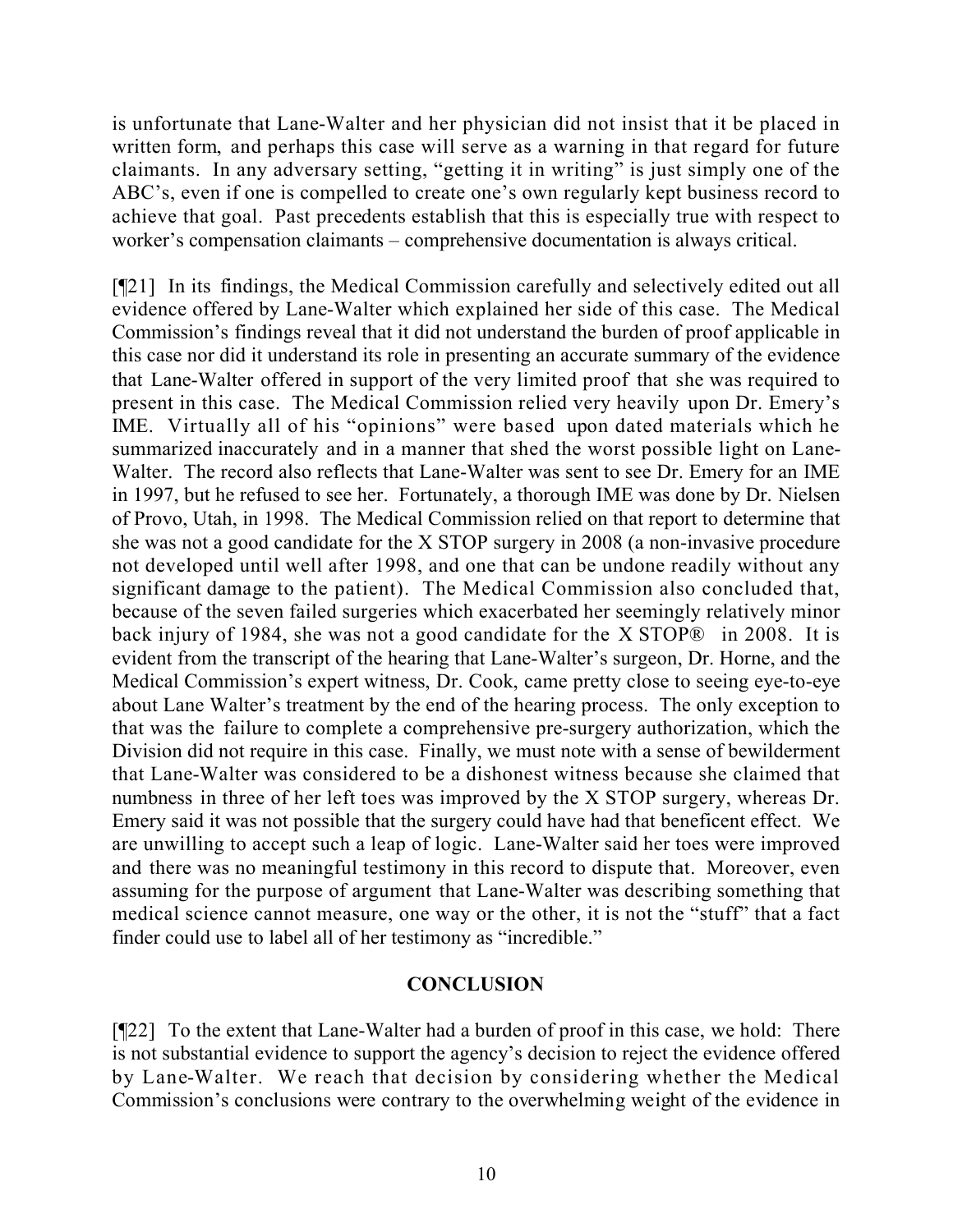is unfortunate that Lane-Walter and her physician did not insist that it be placed in written form, and perhaps this case will serve as a warning in that regard for future claimants. In any adversary setting, "getting it in writing" is just simply one of the ABC's, even if one is compelled to create one's own regularly kept business record to achieve that goal. Past precedents establish that this is especially true with respect to worker's compensation claimants – comprehensive documentation is always critical.

[¶21] In its findings, the Medical Commission carefully and selectively edited out all evidence offered by Lane-Walter which explained her side of this case. The Medical Commission's findings reveal that it did not understand the burden of proof applicable in this case nor did it understand its role in presenting an accurate summary of the evidence that Lane-Walter offered in support of the very limited proof that she was required to present in this case. The Medical Commission relied very heavily upon Dr. Emery's IME. Virtually all of his "opinions" were based upon dated materials which he summarized inaccurately and in a manner that shed the worst possible light on Lane-Walter. The record also reflects that Lane-Walter was sent to see Dr. Emery for an IME in 1997, but he refused to see her. Fortunately, a thorough IME was done by Dr. Nielsen of Provo, Utah, in 1998. The Medical Commission relied on that report to determine that she was not a good candidate for the X STOP surgery in 2008 (a non-invasive procedure not developed until well after 1998, and one that can be undone readily without any significant damage to the patient). The Medical Commission also concluded that, because of the seven failed surgeries which exacerbated her seemingly relatively minor back injury of 1984, she was not a good candidate for the X STOP® in 2008. It is evident from the transcript of the hearing that Lane-Walter's surgeon, Dr. Horne, and the Medical Commission's expert witness, Dr. Cook, came pretty close to seeing eye-to-eye about Lane Walter's treatment by the end of the hearing process. The only exception to that was the failure to complete a comprehensive pre-surgery authorization, which the Division did not require in this case. Finally, we must note with a sense of bewilderment that Lane-Walter was considered to be a dishonest witness because she claimed that numbness in three of her left toes was improved by the X STOP surgery, whereas Dr. Emery said it was not possible that the surgery could have had that beneficent effect. We are unwilling to accept such a leap of logic. Lane-Walter said her toes were improved and there was no meaningful testimony in this record to dispute that. Moreover, even assuming for the purpose of argument that Lane-Walter was describing something that medical science cannot measure, one way or the other, it is not the "stuff" that a fact finder could use to label all of her testimony as "incredible."

## CONCLUSION

[¶22] To the extent that Lane-Walter had a burden of proof in this case, we hold: There is not substantial evidence to support the agency's decision to reject the evidence offered by Lane-Walter. We reach that decision by considering whether the Medical Commission's conclusions were contrary to the overwhelming weight of the evidence in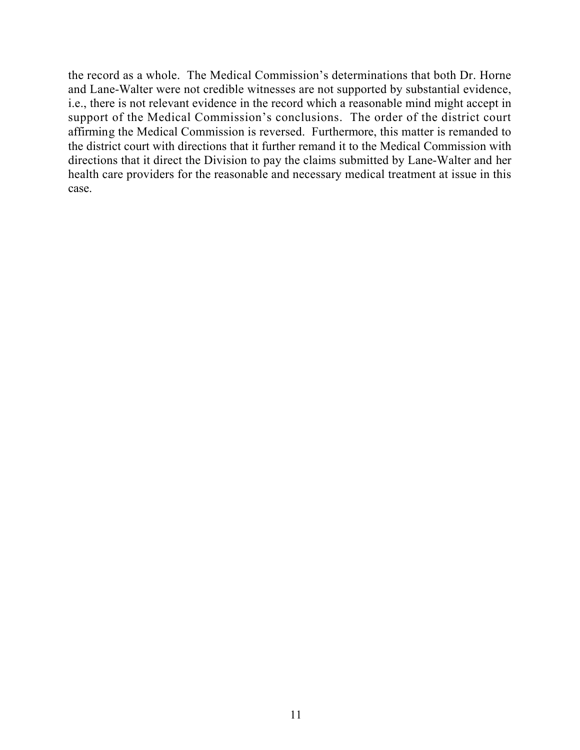the record as a whole. The Medical Commission's determinations that both Dr. Horne and Lane-Walter were not credible witnesses are not supported by substantial evidence, i.e., there is not relevant evidence in the record which a reasonable mind might accept in support of the Medical Commission's conclusions. The order of the district court affirming the Medical Commission is reversed. Furthermore, this matter is remanded to the district court with directions that it further remand it to the Medical Commission with directions that it direct the Division to pay the claims submitted by Lane-Walter and her health care providers for the reasonable and necessary medical treatment at issue in this case.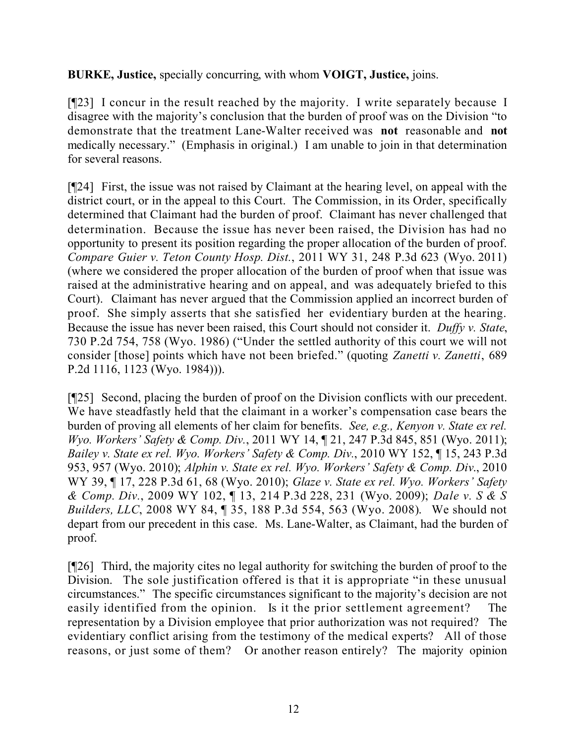**BURKE, Justice,** specially concurring, with whom **VOIGT, Justice,** joins.

[¶23] I concur in the result reached by the majority. I write separately because I disagree with the majority's conclusion that the burden of proof was on the Division "to demonstrate that the treatment Lane-Walter received was **not** reasonable and **not** medically necessary." (Emphasis in original.) I am unable to join in that determination for several reasons.

[¶24] First, the issue was not raised by Claimant at the hearing level, on appeal with the district court, or in the appeal to this Court. The Commission, in its Order, specifically determined that Claimant had the burden of proof. Claimant has never challenged that determination. Because the issue has never been raised, the Division has had no opportunity to present its position regarding the proper allocation of the burden of proof. *Compare Guier v. Teton County Hosp. Dist.*, 2011 WY 31, 248 P.3d 623 (Wyo. 2011) (where we considered the proper allocation of the burden of proof when that issue was raised at the administrative hearing and on appeal, and was adequately briefed to this Court). Claimant has never argued that the Commission applied an incorrect burden of proof. She simply asserts that she satisfied her evidentiary burden at the hearing. Because the issue has never been raised, this Court should not consider it. *Duffy v. State*, 730 P.2d 754, 758 (Wyo. 1986) ("Under the settled authority of this court we will not consider [those] points which have not been briefed." (quoting *Zanetti v. Zanetti*, 689 P.2d 1116, 1123 (Wyo. 1984))).

[¶25] Second, placing the burden of proof on the Division conflicts with our precedent. We have steadfastly held that the claimant in a worker's compensation case bears the burden of proving all elements of her claim for benefits. *See, e.g., Kenyon v. State ex rel. Wyo. Workers' Safety & Comp. Div.*, 2011 WY 14, ¶ 21, 247 P.3d 845, 851 (Wyo. 2011); *Bailey v. State ex rel. Wyo. Workers' Safety & Comp. Div.*, 2010 WY 152, ¶ 15, 243 P.3d 953, 957 (Wyo. 2010); *Alphin v. State ex rel. Wyo. Workers' Safety & Comp. Div.*, 2010 WY 39, ¶ 17, 228 P.3d 61, 68 (Wyo. 2010); *Glaze v. State ex rel. Wyo. Workers' Safety & Comp. Div.*, 2009 WY 102, ¶ 13, 214 P.3d 228, 231 (Wyo. 2009); *Dale v. S & S Builders, LLC*, 2008 WY 84, ¶ 35, 188 P.3d 554, 563 (Wyo. 2008). We should not depart from our precedent in this case. Ms. Lane-Walter, as Claimant, had the burden of proof.

[¶26] Third, the majority cites no legal authority for switching the burden of proof to the Division. The sole justification offered is that it is appropriate "in these unusual circumstances." The specific circumstances significant to the majority's decision are not easily identified from the opinion. Is it the prior settlement agreement? The representation by a Division employee that prior authorization was not required? The evidentiary conflict arising from the testimony of the medical experts? All of those reasons, or just some of them? Or another reason entirely? The majority opinion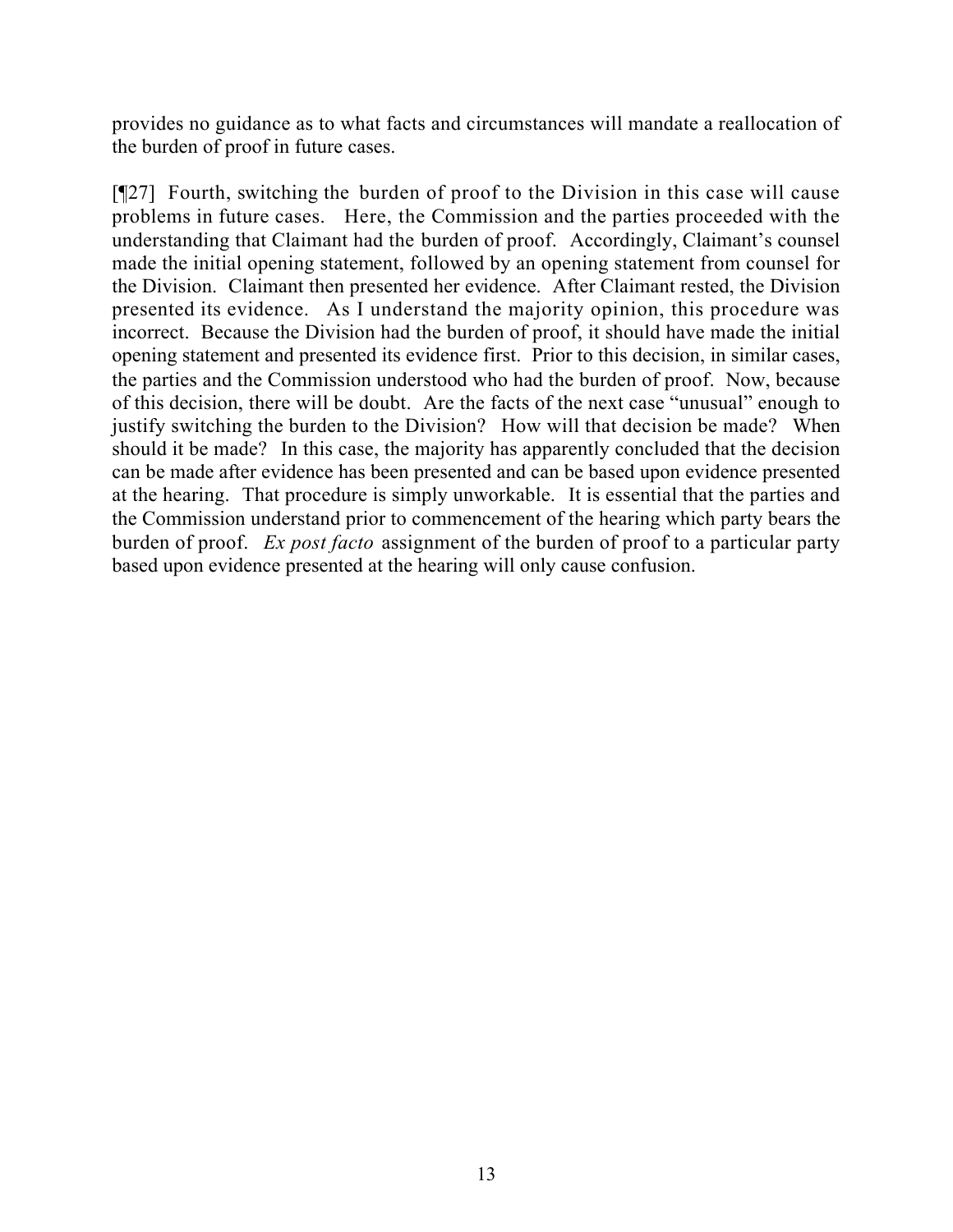provides no guidance as to what facts and circumstances will mandate a reallocation of the burden of proof in future cases.

[¶27] Fourth, switching the burden of proof to the Division in this case will cause problems in future cases. Here, the Commission and the parties proceeded with the understanding that Claimant had the burden of proof. Accordingly, Claimant's counsel made the initial opening statement, followed by an opening statement from counsel for the Division. Claimant then presented her evidence. After Claimant rested, the Division presented its evidence. As I understand the majority opinion, this procedure was incorrect. Because the Division had the burden of proof, it should have made the initial opening statement and presented its evidence first. Prior to this decision, in similar cases, the parties and the Commission understood who had the burden of proof. Now, because of this decision, there will be doubt. Are the facts of the next case "unusual" enough to justify switching the burden to the Division? How will that decision be made? When should it be made? In this case, the majority has apparently concluded that the decision can be made after evidence has been presented and can be based upon evidence presented at the hearing. That procedure is simply unworkable. It is essential that the parties and the Commission understand prior to commencement of the hearing which party bears the burden of proof. *Ex post facto* assignment of the burden of proof to a particular party based upon evidence presented at the hearing will only cause confusion.